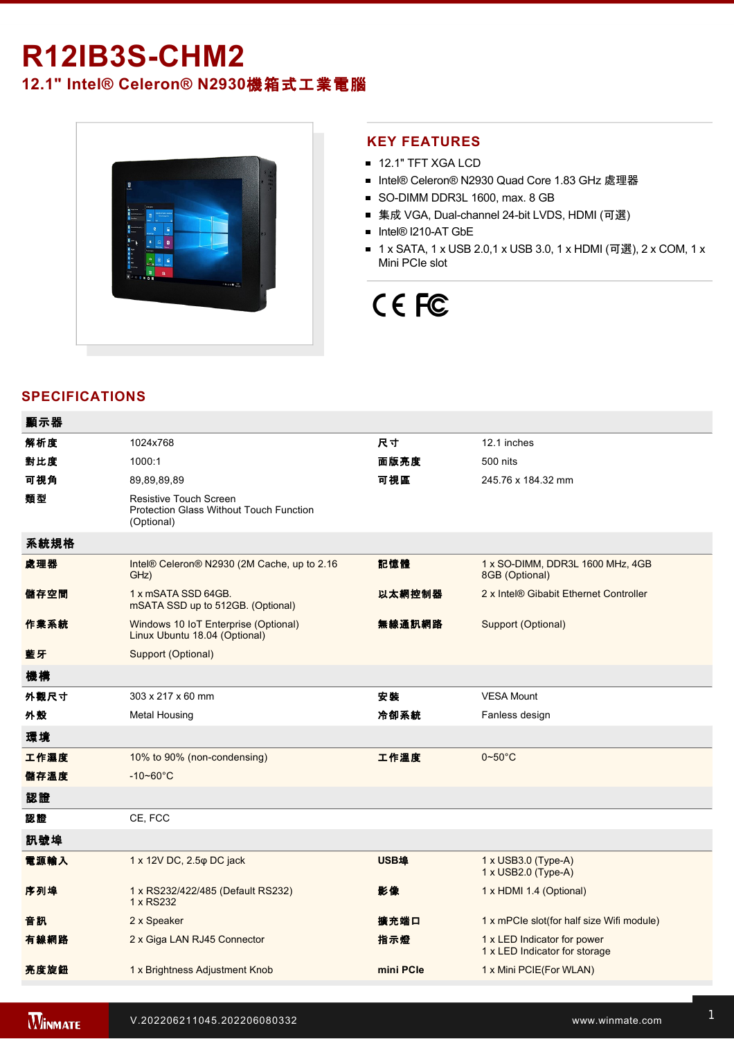# R12IB3S-CHM2

## 12.1" Intel® Celeron® N2930機箱式工業電腦

## KEY FEATURES

- 12.1" TFT XGA LCD
- Intel® Celeron® N2930 Quad Core 1.83 GHz 處理器
- SO-DIMM DDR3L 1600, max. 8 GB
- 集成 VGA, Dual-channel 24-bit LVDS, HDMI (可選)
- Intel® I210-AT GbE
- 1 x SATA, 1 x USB 2.0,1 x USB 3.0, 1 x HDMI (可選), 2 x COM, 1 x Mini PCIe slot

## SPECIFICATIONS

| | | | |
|---|---|---|---|
| **顯示器** | | | |
| **解析度** | 1024x768 | **尺寸** | 12.1 inches |
| **對比度** | 1000:1 | **面版亮度** | 500 nits |
| **可視角** | 89,89,89,89 | **可視區** | 245.76 x 184.32 mm |
| **類型** | Resistive Touch Screen<br>Protection Glass Without Touch Function (Optional) | | |
| **系統規格** | | | |
| **處理器** | Intel® Celeron® N2930 (2M Cache, up to 2.16 GHz) | **記憶體** | 1 x SO-DIMM, DDR3L 1600 MHz, 4GB<br>8GB (Optional) |
| **儲存空間** | 1 x mSATA SSD 64GB.<br>mSATA SSD up to 512GB. (Optional) | **以太網控制器** | 2 x Intel® Gibabit Ethernet Controller |
| **作業系統** | Windows 10 IoT Enterprise (Optional)<br>Linux Ubuntu 18.04 (Optional) | **無線通訊網路** | Support (Optional) |
| **藍牙** | Support (Optional) | | |
| **機構** | | | |
| **外觀尺寸** | 303 x 217 x 60 mm | **安裝** | VESA Mount |
| **外殼** | Metal Housing | **冷卻系統** | Fanless design |
| **環境** | | | |
| **工作濕度** | 10% to 90% (non-condensing) | **工作溫度** | 0~50°C |
| **儲存溫度** | -10~60°C | | |
| **認證** | | | |
| **認證** | CE, FCC | | |
| **訊號埠** | | | |
| **電源輸入** | 1 x 12V DC, 2.5φ DC jack | **USB埠** | 1 x USB3.0 (Type-A)<br>1 x USB2.0 (Type-A) |
| **序列埠** | 1 x RS232/422/485 (Default RS232)<br>1 x RS232 | **影像** | 1 x HDMI 1.4 (Optional) |
| **音訊** | 2 x Speaker | **擴充端口** | 1 x mPCIe slot(for half size Wifi module) |
| **有線網路** | 2 x Giga LAN RJ45 Connector | **指示燈** | 1 x LED Indicator for power<br>1 x LED Indicator for storage |
| **亮度旋鈕** | 1 x Brightness Adjustment Knob | **mini PCIe** | 1 x Mini PCIE(For WLAN) |

V.202206211045.202206080332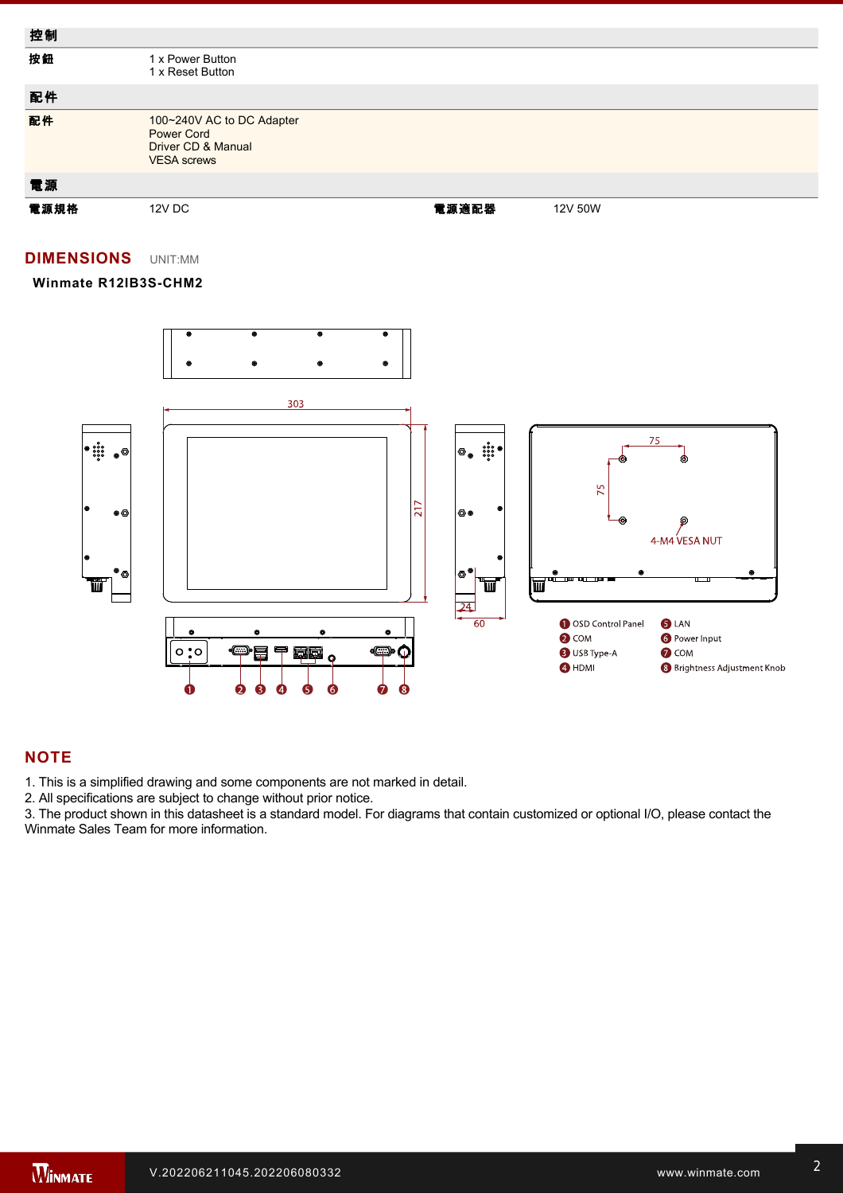| | | | |
|---|---|---|---|
| **控制** | | | |
| **按鈕** | 1 x Power Button<br>1 x Reset Button | | |
| **配件** | | | |
| **配件** | 100~240V AC to DC Adapter<br>Power Cord<br>Driver CD & Manual<br>VESA screws | | |
| **電源** | | | |
| **電源規格** | 12V DC | **電源適配器** | 12V 50W |

## DIMENSIONS UNIT:MM

**Winmate R12IB3S-CHM2**

303

217

24

60

75

75

4-M4 VESA NUT

1 OSD Control Panel
2 COM
3 USB Type-A
4 HDMI
5 LAN
6 Power Input
7 COM
8 Brightness Adjustment Knob

## NOTE

1. This is a simplified drawing and some components are not marked in detail.
2. All specifications are subject to change without prior notice.
3. The product shown in this datasheet is a standard model. For diagrams that contain customized or optional I/O, please contact the Winmate Sales Team for more information.